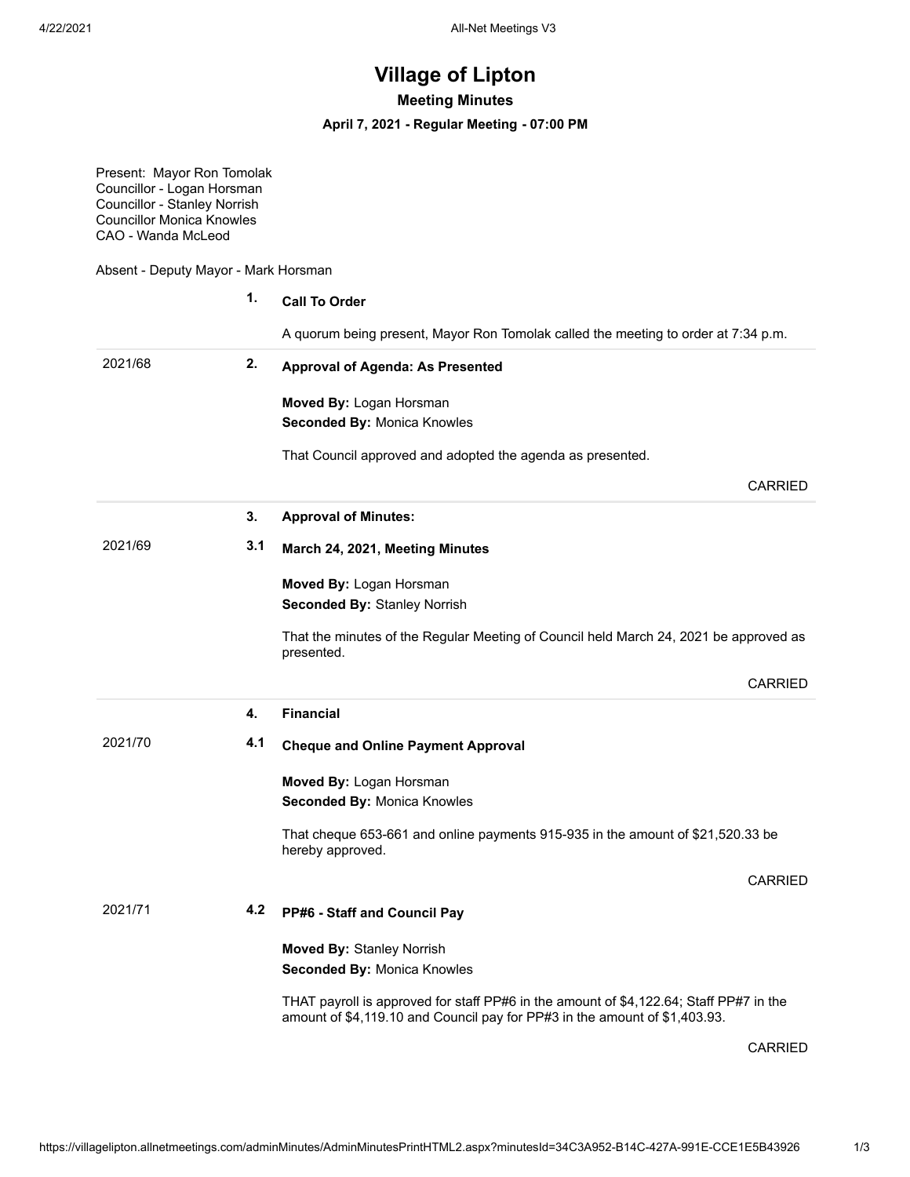# Village of Lipton

## Meeting Minutes

### April 7, 2021 - Regular Meeting - 07:00 PM

Present: Mayor Ron Tomolak
Councillor - Logan Horsman
Councillor - Stanley Norrish
Councillor Monica Knowles
CAO - Wanda McLeod

Absent - Deputy Mayor - Mark Horsman

**1. Call To Order**

A quorum being present, Mayor Ron Tomolak called the meeting to order at 7:34 p.m.

---

2021/68 **2. Approval of Agenda: As Presented**

**Moved By:** Logan Horsman
**Seconded By:** Monica Knowles

That Council approved and adopted the agenda as presented.

CARRIED

---

**3. Approval of Minutes:**

2021/69 **3.1 March 24, 2021, Meeting Minutes**

**Moved By:** Logan Horsman
**Seconded By:** Stanley Norrish

That the minutes of the Regular Meeting of Council held March 24, 2021 be approved as presented.

CARRIED

---

**4. Financial**

2021/70 **4.1 Cheque and Online Payment Approval**

**Moved By:** Logan Horsman
**Seconded By:** Monica Knowles

That cheque 653-661 and online payments 915-935 in the amount of $21,520.33 be hereby approved.

CARRIED

2021/71 **4.2 PP#6 - Staff and Council Pay**

**Moved By:** Stanley Norrish
**Seconded By:** Monica Knowles

THAT payroll is approved for staff PP#6 in the amount of $4,122.64; Staff PP#7 in the amount of $4,119.10 and Council pay for PP#3 in the amount of $1,403.93.

CARRIED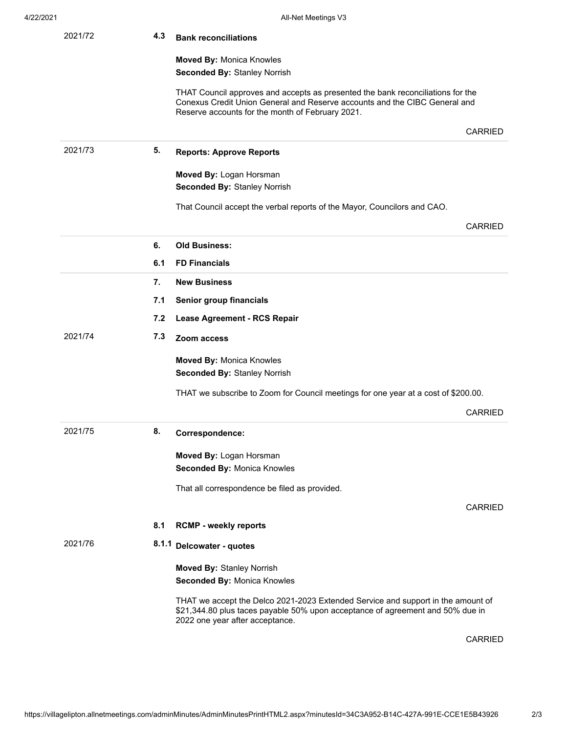| | | |
|---|---|---|
| 2021/72 | **4.3** | **Bank reconciliations**<br><br>**Moved By:** Monica Knowles<br>**Seconded By:** Stanley Norrish<br><br>THAT Council approves and accepts as presented the bank reconciliations for the Conexus Credit Union General and Reserve accounts and the CIBC General and Reserve accounts for the month of February 2021.<br><br>CARRIED |
| 2021/73 | **5.** | **Reports: Approve Reports**<br><br>**Moved By:** Logan Horsman<br>**Seconded By:** Stanley Norrish<br><br>That Council accept the verbal reports of the Mayor, Councilors and CAO.<br><br>CARRIED |
| | **6.** | **Old Business:** |
| | **6.1** | **FD Financials** |
| | **7.** | **New Business** |
| | **7.1** | **Senior group financials** |
| | **7.2** | **Lease Agreement - RCS Repair** |
| 2021/74 | **7.3** | **Zoom access**<br><br>**Moved By:** Monica Knowles<br>**Seconded By:** Stanley Norrish<br><br>THAT we subscribe to Zoom for Council meetings for one year at a cost of $200.00.<br><br>CARRIED |
| 2021/75 | **8.** | **Correspondence:**<br><br>**Moved By:** Logan Horsman<br>**Seconded By:** Monica Knowles<br><br>That all correspondence be filed as provided.<br><br>CARRIED |
| | **8.1** | **RCMP - weekly reports** |
| 2021/76 | **8.1.1** | **Delcowater - quotes**<br><br>**Moved By:** Stanley Norrish<br>**Seconded By:** Monica Knowles<br><br>THAT we accept the Delco 2021-2023 Extended Service and support in the amount of $21,344.80 plus taces payable 50% upon acceptance of agreement and 50% due in 2022 one year after acceptance.<br><br>CARRIED |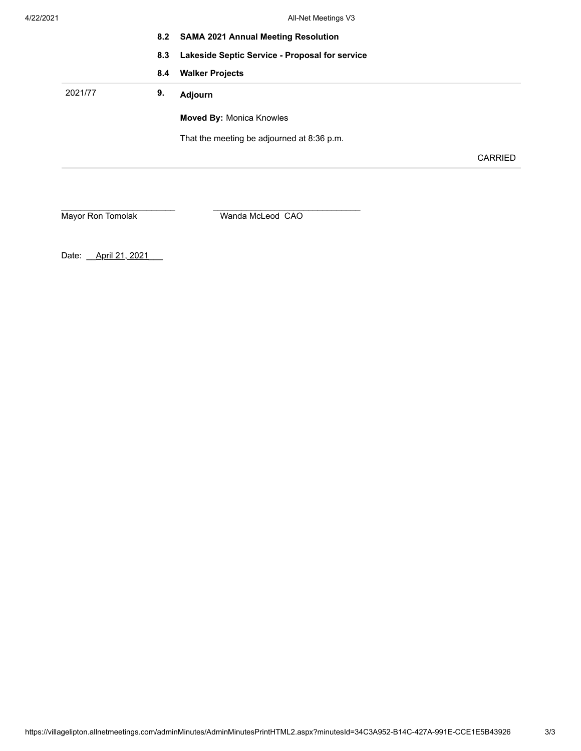**8.2 SAMA 2021 Annual Meeting Resolution**

**8.3 Lakeside Septic Service - Proposal for service**

**8.4 Walker Projects**

2021/77 **9. Adjourn**

**Moved By:** Monica Knowles

That the meeting be adjourned at 8:36 p.m.

CARRIED

________________________ ________________________________

Mayor Ron Tomolak Wanda McLeod CAO

Date: __April 21, 2021___